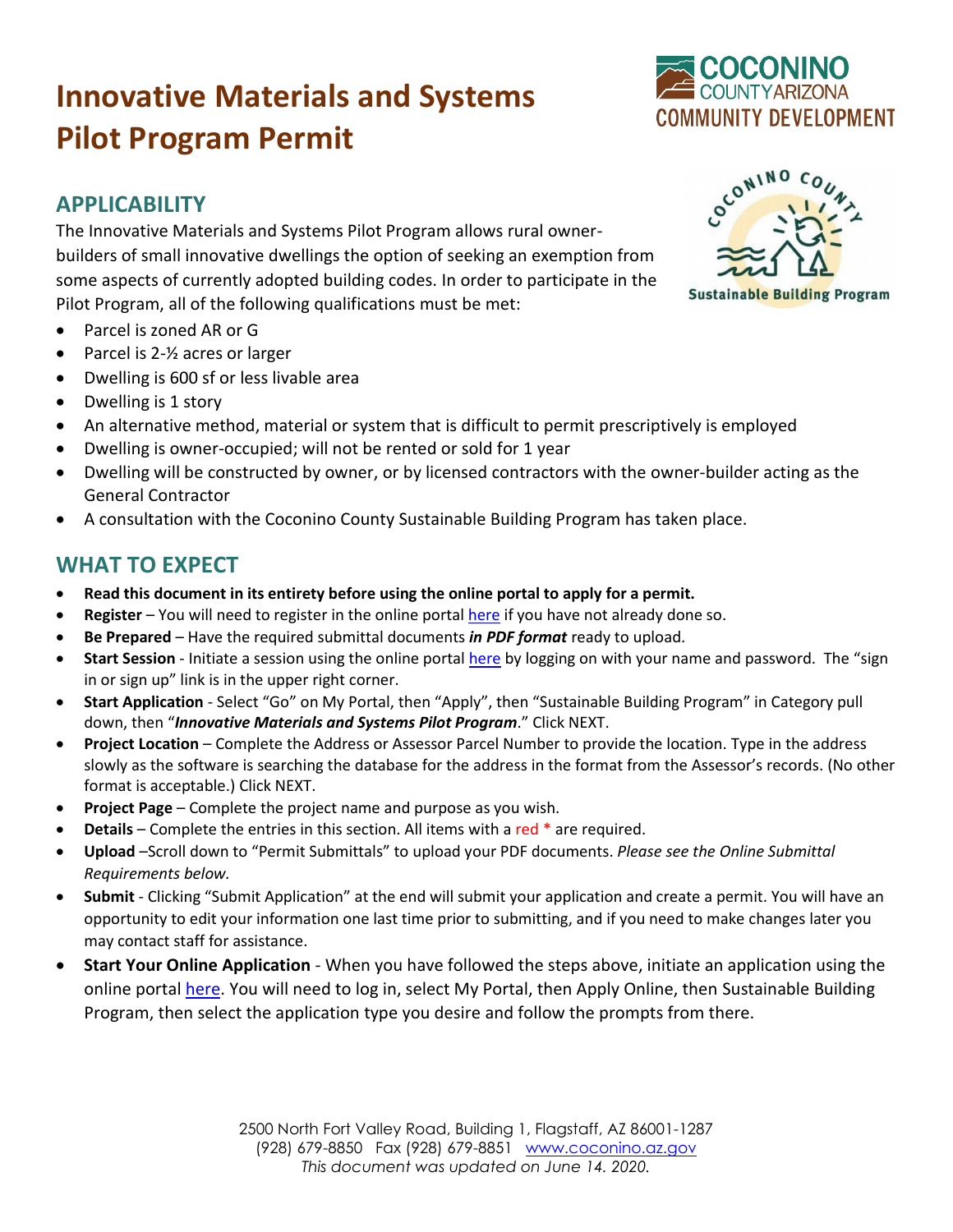# Innovative Materials and Systems Pilot Program Permit

## APPLICABILITY

The Innovative Materials and Systems Pilot Program allows rural owner-builders of small innovative dwellings the option of seeking an exemption from some aspects of currently adopted building codes. In order to participate in the Pilot Program, all of the following qualifications must be met:

- Parcel is zoned AR or G
- Parcel is 2-½ acres or larger
- Dwelling is 600 sf or less livable area
- Dwelling is 1 story
- An alternative method, material or system that is difficult to permit prescriptively is employed
- Dwelling is owner-occupied; will not be rented or sold for 1 year
- Dwelling will be constructed by owner, or by licensed contractors with the owner-builder acting as the General Contractor
- A consultation with the Coconino County Sustainable Building Program has taken place.

## WHAT TO EXPECT

- **Read this document in its entirety before using the online portal to apply for a permit.**
- **Register** – You will need to register in the online portal here if you have not already done so.
- **Be Prepared** – Have the required submittal documents ***in PDF format*** ready to upload.
- **Start Session** - Initiate a session using the online portal here by logging on with your name and password. The "sign in or sign up" link is in the upper right corner.
- **Start Application** - Select "Go" on My Portal, then "Apply", then "Sustainable Building Program" in Category pull down, then "***Innovative Materials and Systems Pilot Program***." Click NEXT.
- **Project Location** – Complete the Address or Assessor Parcel Number to provide the location. Type in the address slowly as the software is searching the database for the address in the format from the Assessor's records. (No other format is acceptable.) Click NEXT.
- **Project Page** – Complete the project name and purpose as you wish.
- **Details** – Complete the entries in this section. All items with a red * are required.
- **Upload** –Scroll down to "Permit Submittals" to upload your PDF documents. *Please see the Online Submittal Requirements below.*
- **Submit** - Clicking "Submit Application" at the end will submit your application and create a permit. You will have an opportunity to edit your information one last time prior to submitting, and if you need to make changes later you may contact staff for assistance.
- **Start Your Online Application** - When you have followed the steps above, initiate an application using the online portal here. You will need to log in, select My Portal, then Apply Online, then Sustainable Building Program, then select the application type you desire and follow the prompts from there.

2500 North Fort Valley Road, Building 1, Flagstaff, AZ 86001-1287
(928) 679-8850 Fax (928) 679-8851 www.coconino.az.gov
*This document was updated on June 14. 2020.*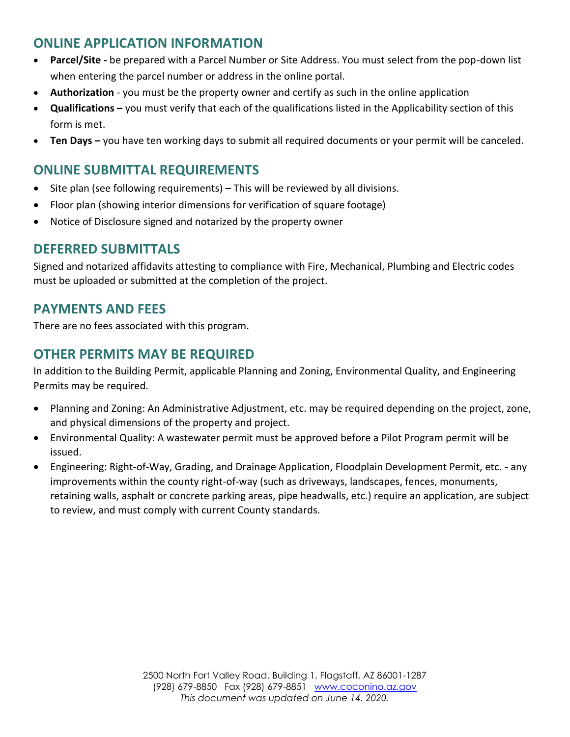## ONLINE APPLICATION INFORMATION

- **Parcel/Site -** be prepared with a Parcel Number or Site Address. You must select from the pop-down list when entering the parcel number or address in the online portal.
- **Authorization** - you must be the property owner and certify as such in the online application
- **Qualifications –** you must verify that each of the qualifications listed in the Applicability section of this form is met.
- **Ten Days –** you have ten working days to submit all required documents or your permit will be canceled.

## ONLINE SUBMITTAL REQUIREMENTS

- Site plan (see following requirements) – This will be reviewed by all divisions.
- Floor plan (showing interior dimensions for verification of square footage)
- Notice of Disclosure signed and notarized by the property owner

## DEFERRED SUBMITTALS

Signed and notarized affidavits attesting to compliance with Fire, Mechanical, Plumbing and Electric codes must be uploaded or submitted at the completion of the project.

## PAYMENTS AND FEES

There are no fees associated with this program.

## OTHER PERMITS MAY BE REQUIRED

In addition to the Building Permit, applicable Planning and Zoning, Environmental Quality, and Engineering Permits may be required.

- Planning and Zoning: An Administrative Adjustment, etc. may be required depending on the project, zone, and physical dimensions of the property and project.
- Environmental Quality: A wastewater permit must be approved before a Pilot Program permit will be issued.
- Engineering: Right-of-Way, Grading, and Drainage Application, Floodplain Development Permit, etc. - any improvements within the county right-of-way (such as driveways, landscapes, fences, monuments, retaining walls, asphalt or concrete parking areas, pipe headwalls, etc.) require an application, are subject to review, and must comply with current County standards.

2500 North Fort Valley Road, Building 1, Flagstaff, AZ 86001-1287
(928) 679-8850 Fax (928) 679-8851 www.coconino.az.gov
*This document was updated on June 14. 2020.*